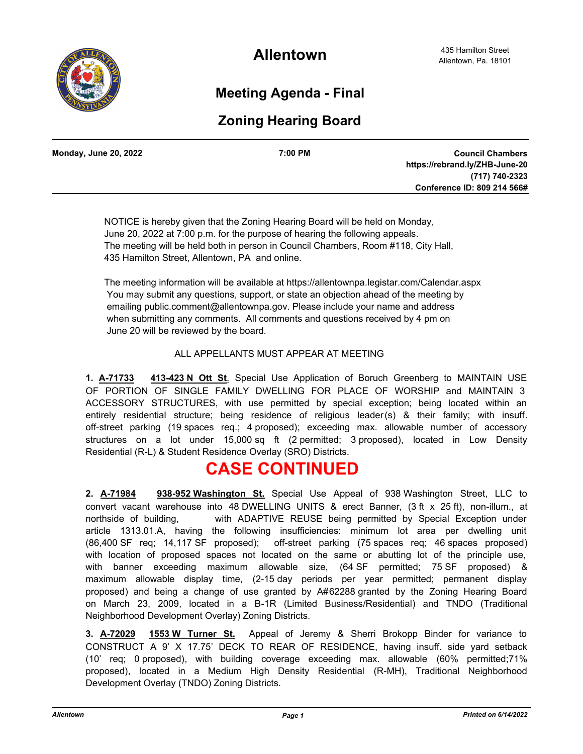# Allentown

435 Hamilton Street
Allentown, Pa. 18101

## Meeting Agenda - Final

## Zoning Hearing Board

**Monday, June 20, 2022** **7:00 PM** **Council Chambers**
**https://rebrand.ly/ZHB-June-20**
**(717) 740-2323**
**Conference ID: 809 214 566#**

NOTICE is hereby given that the Zoning Hearing Board will be held on Monday, June 20, 2022 at 7:00 p.m. for the purpose of hearing the following appeals. The meeting will be held both in person in Council Chambers, Room #118, City Hall, 435 Hamilton Street, Allentown, PA and online.

The meeting information will be available at https://allentownpa.legistar.com/Calendar.aspx You may submit any questions, support, or state an objection ahead of the meeting by emailing public.comment@allentownpa.gov. Please include your name and address when submitting any comments. All comments and questions received by 4 pm on June 20 will be reviewed by the board.

ALL APPELLANTS MUST APPEAR AT MEETING

**1. A-71733** **413-423 N Ott St**. Special Use Application of Boruch Greenberg to MAINTAIN USE OF PORTION OF SINGLE FAMILY DWELLING FOR PLACE OF WORSHIP and MAINTAIN 3 ACCESSORY STRUCTURES, with use permitted by special exception; being located within an entirely residential structure; being residence of religious leader(s) & their family; with insuff. off-street parking (19 spaces req.; 4 proposed); exceeding max. allowable number of accessory structures on a lot under 15,000 sq ft (2 permitted; 3 proposed), located in Low Density Residential (R-L) & Student Residence Overlay (SRO) Districts.

**CASE CONTINUED**

**2. A-71984** **938-952 Washington St.** Special Use Appeal of 938 Washington Street, LLC to convert vacant warehouse into 48 DWELLING UNITS & erect Banner, (3 ft x 25 ft), non-illum., at northside of building, with ADAPTIVE REUSE being permitted by Special Exception under article 1313.01.A, having the following insufficiencies: minimum lot area per dwelling unit (86,400 SF req; 14,117 SF proposed); off-street parking (75 spaces req; 46 spaces proposed) with location of proposed spaces not located on the same or abutting lot of the principle use, with banner exceeding maximum allowable size, (64 SF permitted; 75 SF proposed) & maximum allowable display time, (2-15 day periods per year permitted; permanent display proposed) and being a change of use granted by A#62288 granted by the Zoning Hearing Board on March 23, 2009, located in a B-1R (Limited Business/Residential) and TNDO (Traditional Neighborhood Development Overlay) Zoning Districts.

**3. A-72029** **1553 W Turner St.** Appeal of Jeremy & Sherri Brokopp Binder for variance to CONSTRUCT A 9' X 17.75' DECK TO REAR OF RESIDENCE, having insuff. side yard setback (10' req; 0 proposed), with building coverage exceeding max. allowable (60% permitted;71% proposed), located in a Medium High Density Residential (R-MH), Traditional Neighborhood Development Overlay (TNDO) Zoning Districts.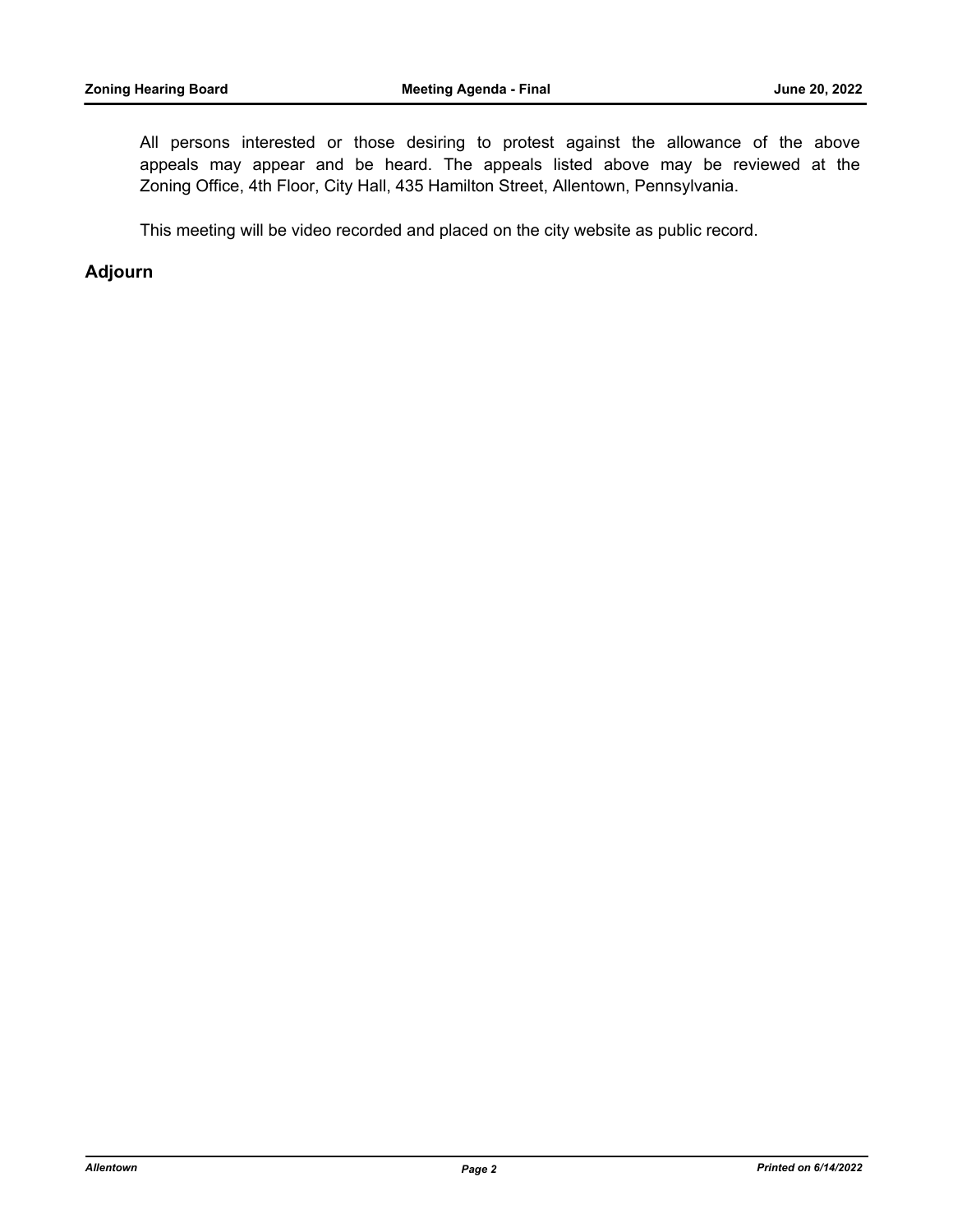All persons interested or those desiring to protest against the allowance of the above appeals may appear and be heard. The appeals listed above may be reviewed at the Zoning Office, 4th Floor, City Hall, 435 Hamilton Street, Allentown, Pennsylvania.

This meeting will be video recorded and placed on the city website as public record.

## Adjourn